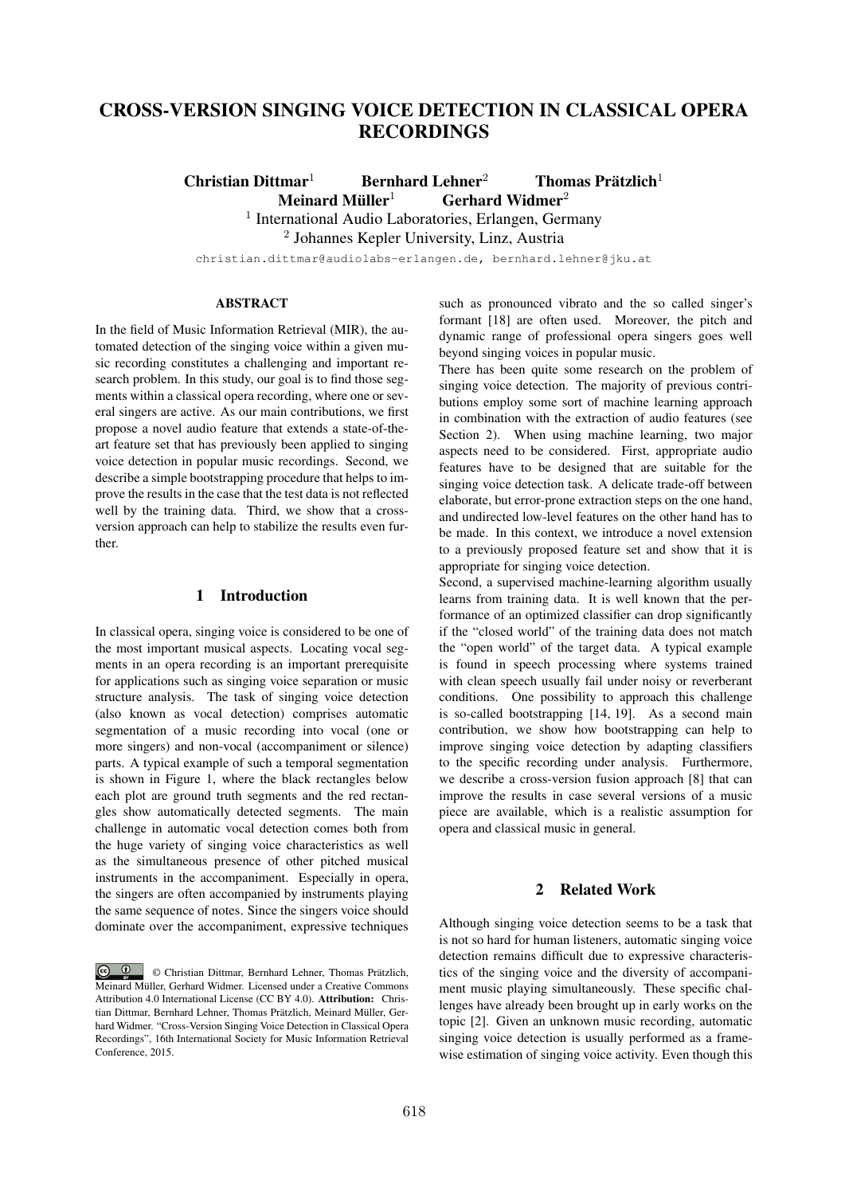# CROSS-VERSION SINGING VOICE DETECTION IN CLASSICAL OPERA RECORDINGS

**Christian Dittmar**[1] **Bernhard Lehner**[2] **Thomas Prätzlich**[1]
**Meinard Müller**[1] **Gerhard Widmer**[2]

[1] International Audio Laboratories, Erlangen, Germany
[2] Johannes Kepler University, Linz, Austria

christian.dittmar@audiolabs-erlangen.de, bernhard.lehner@jku.at

## ABSTRACT

In the field of Music Information Retrieval (MIR), the automated detection of the singing voice within a given music recording constitutes a challenging and important research problem. In this study, our goal is to find those segments within a classical opera recording, where one or several singers are active. As our main contributions, we first propose a novel audio feature that extends a state-of-the-art feature set that has previously been applied to singing voice detection in popular music recordings. Second, we describe a simple bootstrapping procedure that helps to improve the results in the case that the test data is not reflected well by the training data. Third, we show that a cross-version approach can help to stabilize the results even further.

## 1 Introduction

In classical opera, singing voice is considered to be one of the most important musical aspects. Locating vocal segments in an opera recording is an important prerequisite for applications such as singing voice separation or music structure analysis. The task of singing voice detection (also known as vocal detection) comprises automatic segmentation of a music recording into vocal (one or more singers) and non-vocal (accompaniment or silence) parts. A typical example of such a temporal segmentation is shown in Figure 1, where the black rectangles below each plot are ground truth segments and the red rectangles show automatically detected segments. The main challenge in automatic vocal detection comes both from the huge variety of singing voice characteristics as well as the simultaneous presence of other pitched musical instruments in the accompaniment. Especially in opera, the singers are often accompanied by instruments playing the same sequence of notes. Since the singers voice should dominate over the accompaniment, expressive techniques such as pronounced vibrato and the so called singer's formant [18] are often used. Moreover, the pitch and dynamic range of professional opera singers goes well beyond singing voices in popular music.

There has been quite some research on the problem of singing voice detection. The majority of previous contributions employ some sort of machine learning approach in combination with the extraction of audio features (see Section 2). When using machine learning, two major aspects need to be considered. First, appropriate audio features have to be designed that are suitable for the singing voice detection task. A delicate trade-off between elaborate, but error-prone extraction steps on the one hand, and undirected low-level features on the other hand has to be made. In this context, we introduce a novel extension to a previously proposed feature set and show that it is appropriate for singing voice detection.

Second, a supervised machine-learning algorithm usually learns from training data. It is well known that the performance of an optimized classifier can drop significantly if the "closed world" of the training data does not match the "open world" of the target data. A typical example is found in speech processing where systems trained with clean speech usually fail under noisy or reverberant conditions. One possibility to approach this challenge is so-called bootstrapping [14, 19]. As a second main contribution, we show how bootstrapping can help to improve singing voice detection by adapting classifiers to the specific recording under analysis. Furthermore, we describe a cross-version fusion approach [8] that can improve the results in case several versions of a music piece are available, which is a realistic assumption for opera and classical music in general.

## 2 Related Work

Although singing voice detection seems to be a task that is not so hard for human listeners, automatic singing voice detection remains difficult due to expressive characteristics of the singing voice and the diversity of accompaniment music playing simultaneously. These specific challenges have already been brought up in early works on the topic [2]. Given an unknown music recording, automatic singing voice detection is usually performed as a frame-wise estimation of singing voice activity. Even though this

© Christian Dittmar, Bernhard Lehner, Thomas Prätzlich, Meinard Müller, Gerhard Widmer. Licensed under a Creative Commons Attribution 4.0 International License (CC BY 4.0). **Attribution:** Christian Dittmar, Bernhard Lehner, Thomas Prätzlich, Meinard Müller, Gerhard Widmer. "Cross-Version Singing Voice Detection in Classical Opera Recordings", 16th International Society for Music Information Retrieval Conference, 2015.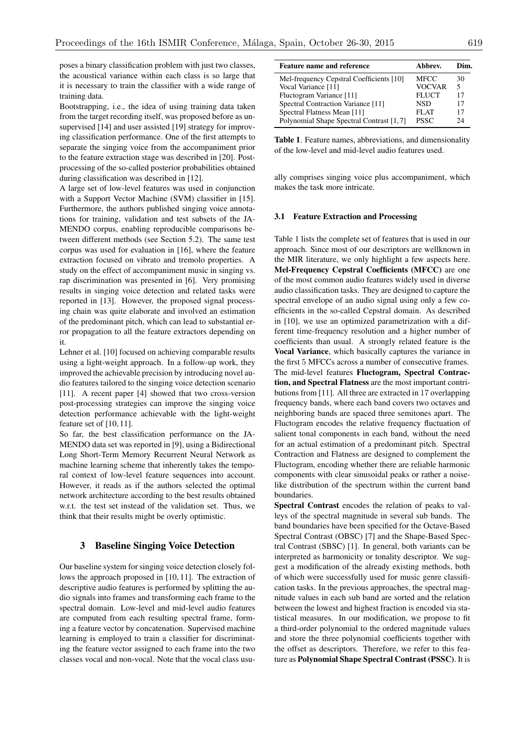poses a binary classification problem with just two classes, the acoustical variance within each class is so large that it is necessary to train the classifier with a wide range of training data.

Bootstrapping, i.e., the idea of using training data taken from the target recording itself, was proposed before as unsupervised [14] and user assisted [19] strategy for improving classification performance. One of the first attempts to separate the singing voice from the accompaniment prior to the feature extraction stage was described in [20]. Post-processing of the so-called posterior probabilities obtained during classification was described in [12].

A large set of low-level features was used in conjunction with a Support Vector Machine (SVM) classifier in [15]. Furthermore, the authors published singing voice annotations for training, validation and test subsets of the JAMENDO corpus, enabling reproducible comparisons between different methods (see Section 5.2). The same test corpus was used for evaluation in [16], where the feature extraction focused on vibrato and tremolo properties. A study on the effect of accompaniment music in singing vs. rap discrimination was presented in [6]. Very promising results in singing voice detection and related tasks were reported in [13]. However, the proposed signal processing chain was quite elaborate and involved an estimation of the predominant pitch, which can lead to substantial error propagation to all the feature extractors depending on it.

Lehner et al. [10] focused on achieving comparable results using a light-weight approach. In a follow-up work, they improved the achievable precision by introducing novel audio features tailored to the singing voice detection scenario [11]. A recent paper [4] showed that two cross-version post-processing strategies can improve the singing voice detection performance achievable with the light-weight feature set of [10, 11].

So far, the best classification performance on the JAMENDO data set was reported in [9], using a Bidirectional Long Short-Term Memory Recurrent Neural Network as machine learning scheme that inherently takes the temporal context of low-level feature sequences into account. However, it reads as if the authors selected the optimal network architecture according to the best results obtained w.r.t. the test set instead of the validation set. Thus, we think that their results might be overly optimistic.

## 3 Baseline Singing Voice Detection

Our baseline system for singing voice detection closely follows the approach proposed in [10, 11]. The extraction of descriptive audio features is performed by splitting the audio signals into frames and transforming each frame to the spectral domain. Low-level and mid-level audio features are computed from each resulting spectral frame, forming a feature vector by concatenation. Supervised machine learning is employed to train a classifier for discriminating the feature vector assigned to each frame into the two classes vocal and non-vocal. Note that the vocal class usually comprises singing voice plus accompaniment, which makes the task more intricate.

| Feature name and reference | Abbrev. | Dim. |
|---|---|---|
| Mel-frequency Cepstral Coefficients [10] | MFCC | 30 |
| Vocal Variance [11] | VOCVAR | 5 |
| Fluctogram Variance [11] | FLUCT | 17 |
| Spectral Contraction Variance [11] | NSD | 17 |
| Spectral Flatness Mean [11] | FLAT | 17 |
| Polynomial Shape Spectral Contrast [1, 7] | PSSC | 24 |

**Table 1**. Feature names, abbreviations, and dimensionality of the low-level and mid-level audio features used.

### 3.1 Feature Extraction and Processing

Table 1 lists the complete set of features that is used in our approach. Since most of our descriptors are wellknown in the MIR literature, we only highlight a few aspects here. **Mel-Frequency Cepstral Coefficients (MFCC)** are one of the most common audio features widely used in diverse audio classification tasks. They are designed to capture the spectral envelope of an audio signal using only a few coefficients in the so-called Cepstral domain. As described in [10], we use an optimized parametrization with a different time-frequency resolution and a higher number of coefficients than usual. A strongly related feature is the **Vocal Variance**, which basically captures the variance in the first 5 MFCCs across a number of consecutive frames. The mid-level features **Fluctogram, Spectral Contraction, and Spectral Flatness** are the most important contributions from [11]. All three are extracted in 17 overlapping frequency bands, where each band covers two octaves and neighboring bands are spaced three semitones apart. The Fluctogram encodes the relative frequency fluctuation of salient tonal components in each band, without the need for an actual estimation of a predominant pitch. Spectral Contraction and Flatness are designed to complement the Fluctogram, encoding whether there are reliable harmonic components with clear sinusoidal peaks or rather a noise-like distribution of the spectrum within the current band boundaries.

**Spectral Contrast** encodes the relation of peaks to valleys of the spectral magnitude in several sub bands. The band boundaries have been specified for the Octave-Based Spectral Contrast (OBSC) [7] and the Shape-Based Spectral Contrast (SBSC) [1]. In general, both variants can be interpreted as harmonicity or tonality descriptor. We suggest a modification of the already existing methods, both of which were successfully used for music genre classification tasks. In the previous approaches, the spectral magnitude values in each sub band are sorted and the relation between the lowest and highest fraction is encoded via statistical measures. In our modification, we propose to fit a third-order polynomial to the ordered magnitude values and store the three polynomial coefficients together with the offset as descriptors. Therefore, we refer to this feature as **Polynomial Shape Spectral Contrast (PSSC)**. It is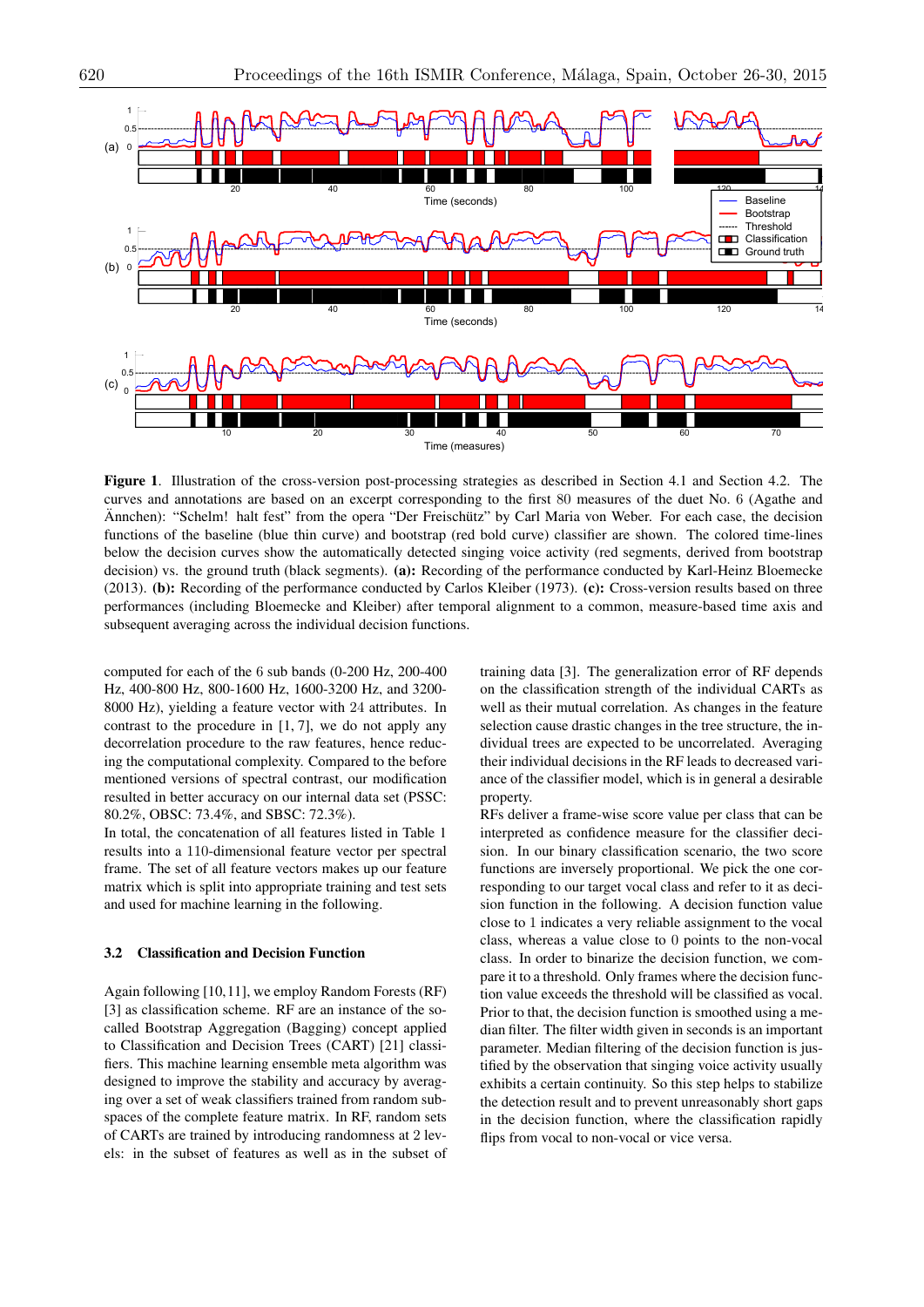**Figure 1**. Illustration of the cross-version post-processing strategies as described in Section 4.1 and Section 4.2. The curves and annotations are based on an excerpt corresponding to the first 80 measures of the duet No. 6 (Agathe and Ännchen): "Schelm! halt fest" from the opera "Der Freischütz" by Carl Maria von Weber. For each case, the decision functions of the baseline (blue thin curve) and bootstrap (red bold curve) classifier are shown. The colored time-lines below the decision curves show the automatically detected singing voice activity (red segments, derived from bootstrap decision) vs. the ground truth (black segments). **(a):** Recording of the performance conducted by Karl-Heinz Bloemecke (2013). **(b):** Recording of the performance conducted by Carlos Kleiber (1973). **(c):** Cross-version results based on three performances (including Bloemecke and Kleiber) after temporal alignment to a common, measure-based time axis and subsequent averaging across the individual decision functions.

computed for each of the 6 sub bands (0-200 Hz, 200-400 Hz, 400-800 Hz, 800-1600 Hz, 1600-3200 Hz, and 3200-8000 Hz), yielding a feature vector with 24 attributes. In contrast to the procedure in [1, 7], we do not apply any decorrelation procedure to the raw features, hence reducing the computational complexity. Compared to the before mentioned versions of spectral contrast, our modification resulted in better accuracy on our internal data set (PSSC: 80.2%, OBSC: 73.4%, and SBSC: 72.3%).

In total, the concatenation of all features listed in Table 1 results into a 110-dimensional feature vector per spectral frame. The set of all feature vectors makes up our feature matrix which is split into appropriate training and test sets and used for machine learning in the following.

### 3.2 Classification and Decision Function

Again following [10, 11], we employ Random Forests (RF) [3] as classification scheme. RF are an instance of the so-called Bootstrap Aggregation (Bagging) concept applied to Classification and Decision Trees (CART) [21] classifiers. This machine learning ensemble meta algorithm was designed to improve the stability and accuracy by averaging over a set of weak classifiers trained from random subspaces of the complete feature matrix. In RF, random sets of CARTs are trained by introducing randomness at 2 levels: in the subset of features as well as in the subset of training data [3]. The generalization error of RF depends on the classification strength of the individual CARTs as well as their mutual correlation. As changes in the feature selection cause drastic changes in the tree structure, the individual trees are expected to be uncorrelated. Averaging their individual decisions in the RF leads to decreased variance of the classifier model, which is in general a desirable property.

RFs deliver a frame-wise score value per class that can be interpreted as confidence measure for the classifier decision. In our binary classification scenario, the two score functions are inversely proportional. We pick the one corresponding to our target vocal class and refer to it as decision function in the following. A decision function value close to 1 indicates a very reliable assignment to the vocal class, whereas a value close to 0 points to the non-vocal class. In order to binarize the decision function, we compare it to a threshold. Only frames where the decision function value exceeds the threshold will be classified as vocal. Prior to that, the decision function is smoothed using a median filter. The filter width given in seconds is an important parameter. Median filtering of the decision function is justified by the observation that singing voice activity usually exhibits a certain continuity. So this step helps to stabilize the detection result and to prevent unreasonably short gaps in the decision function, where the classification rapidly flips from vocal to non-vocal or vice versa.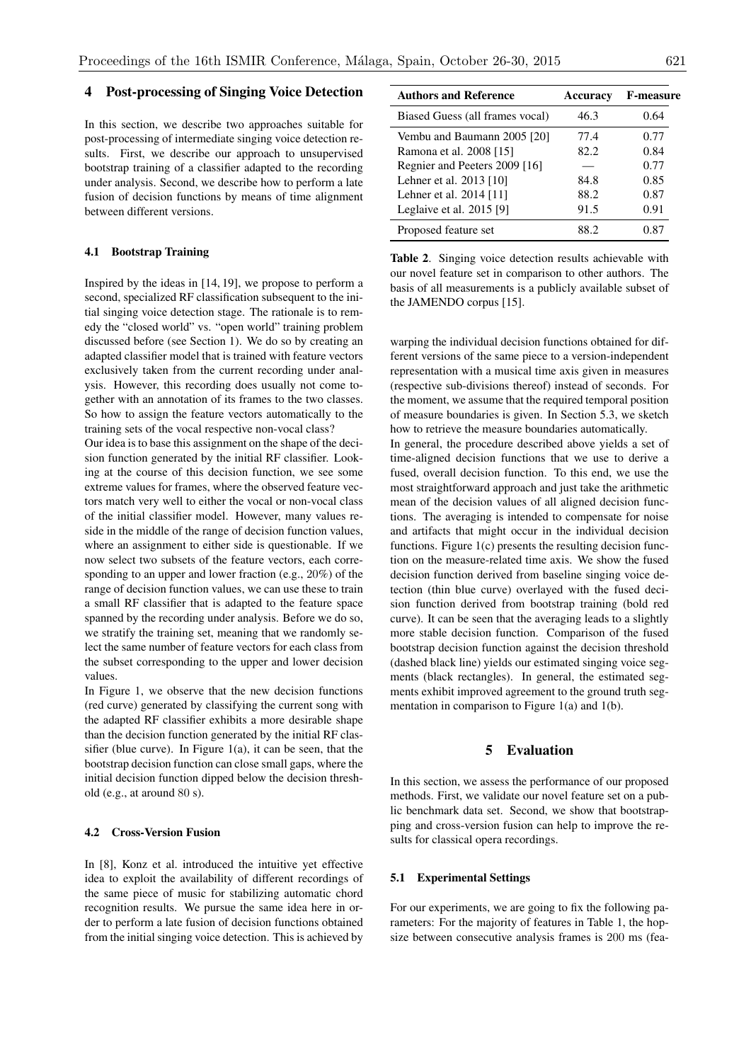## 4 Post-processing of Singing Voice Detection

In this section, we describe two approaches suitable for post-processing of intermediate singing voice detection results. First, we describe our approach to unsupervised bootstrap training of a classifier adapted to the recording under analysis. Second, we describe how to perform a late fusion of decision functions by means of time alignment between different versions.

### 4.1 Bootstrap Training

Inspired by the ideas in [14, 19], we propose to perform a second, specialized RF classification subsequent to the initial singing voice detection stage. The rationale is to remedy the "closed world" vs. "open world" training problem discussed before (see Section 1). We do so by creating an adapted classifier model that is trained with feature vectors exclusively taken from the current recording under analysis. However, this recording does usually not come together with an annotation of its frames to the two classes. So how to assign the feature vectors automatically to the training sets of the vocal respective non-vocal class?

Our idea is to base this assignment on the shape of the decision function generated by the initial RF classifier. Looking at the course of this decision function, we see some extreme values for frames, where the observed feature vectors match very well to either the vocal or non-vocal class of the initial classifier model. However, many values reside in the middle of the range of decision function values, where an assignment to either side is questionable. If we now select two subsets of the feature vectors, each corresponding to an upper and lower fraction (e.g., 20%) of the range of decision function values, we can use these to train a small RF classifier that is adapted to the feature space spanned by the recording under analysis. Before we do so, we stratify the training set, meaning that we randomly select the same number of feature vectors for each class from the subset corresponding to the upper and lower decision values.

In Figure 1, we observe that the new decision functions (red curve) generated by classifying the current song with the adapted RF classifier exhibits a more desirable shape than the decision function generated by the initial RF classifier (blue curve). In Figure 1(a), it can be seen, that the bootstrap decision function can close small gaps, where the initial decision function dipped below the decision threshold (e.g., at around 80 s).

### 4.2 Cross-Version Fusion

In [8], Konz et al. introduced the intuitive yet effective idea to exploit the availability of different recordings of the same piece of music for stabilizing automatic chord recognition results. We pursue the same idea here in order to perform a late fusion of decision functions obtained from the initial singing voice detection. This is achieved by warping the individual decision functions obtained for different versions of the same piece to a version-independent representation with a musical time axis given in measures (respective sub-divisions thereof) instead of seconds. For the moment, we assume that the required temporal position of measure boundaries is given. In Section 5.3, we sketch how to retrieve the measure boundaries automatically.

In general, the procedure described above yields a set of time-aligned decision functions that we use to derive a fused, overall decision function. To this end, we use the most straightforward approach and just take the arithmetic mean of the decision values of all aligned decision functions. The averaging is intended to compensate for noise and artifacts that might occur in the individual decision functions. Figure 1(c) presents the resulting decision function on the measure-related time axis. We show the fused decision function derived from baseline singing voice detection (thin blue curve) overlayed with the fused decision function derived from bootstrap training (bold red curve). It can be seen that the averaging leads to a slightly more stable decision function. Comparison of the fused bootstrap decision function against the decision threshold (dashed black line) yields our estimated singing voice segments (black rectangles). In general, the estimated segments exhibit improved agreement to the ground truth segmentation in comparison to Figure 1(a) and 1(b).

| Authors and Reference | Accuracy | F-measure |
|---|---|---|
| Biased Guess (all frames vocal) | 46.3 | 0.64 |
| Vembu and Baumann 2005 [20] | 77.4 | 0.77 |
| Ramona et al. 2008 [15] | 82.2 | 0.84 |
| Regnier and Peeters 2009 [16] | — | 0.77 |
| Lehner et al. 2013 [10] | 84.8 | 0.85 |
| Lehner et al. 2014 [11] | 88.2 | 0.87 |
| Leglaive et al. 2015 [9] | 91.5 | 0.91 |
| Proposed feature set | 88.2 | 0.87 |

**Table 2**. Singing voice detection results achievable with our novel feature set in comparison to other authors. The basis of all measurements is a publicly available subset of the JAMENDO corpus [15].

## 5 Evaluation

In this section, we assess the performance of our proposed methods. First, we validate our novel feature set on a public benchmark data set. Second, we show that bootstrapping and cross-version fusion can help to improve the results for classical opera recordings.

### 5.1 Experimental Settings

For our experiments, we are going to fix the following parameters: For the majority of features in Table 1, the hopsize between consecutive analysis frames is 200 ms (fea-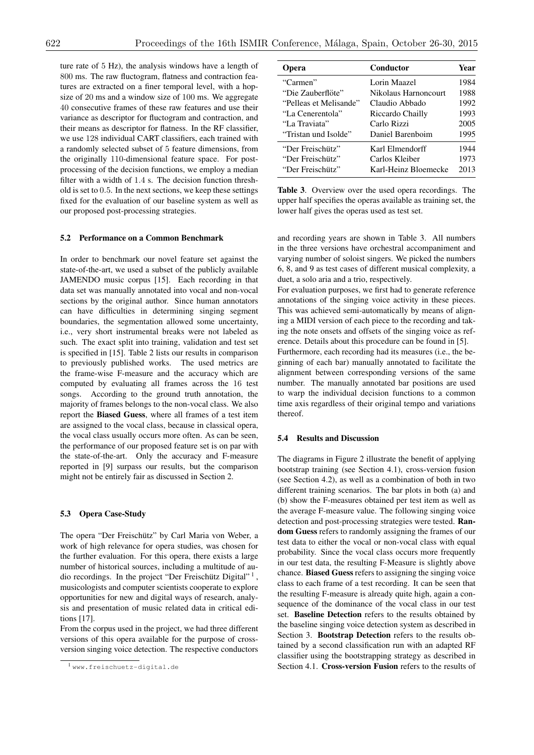ture rate of 5 Hz), the analysis windows have a length of 800 ms. The raw fluctogram, flatness and contraction features are extracted on a finer temporal level, with a hopsize of 20 ms and a window size of 100 ms. We aggregate 40 consecutive frames of these raw features and use their variance as descriptor for fluctogram and contraction, and their means as descriptor for flatness. In the RF classifier, we use 128 individual CART classifiers, each trained with a randomly selected subset of 5 feature dimensions, from the originally 110-dimensional feature space. For post-processing of the decision functions, we employ a median filter with a width of 1.4 s. The decision function threshold is set to 0.5. In the next sections, we keep these settings fixed for the evaluation of our baseline system as well as our proposed post-processing strategies.

### 5.2 Performance on a Common Benchmark

In order to benchmark our novel feature set against the state-of-the-art, we used a subset of the publicly available JAMENDO music corpus [15]. Each recording in that data set was manually annotated into vocal and non-vocal sections by the original author. Since human annotators can have difficulties in determining singing segment boundaries, the segmentation allowed some uncertainty, i.e., very short instrumental breaks were not labeled as such. The exact split into training, validation and test set is specified in [15]. Table 2 lists our results in comparison to previously published works. The used metrics are the frame-wise F-measure and the accuracy which are computed by evaluating all frames across the 16 test songs. According to the ground truth annotation, the majority of frames belongs to the non-vocal class. We also report the **Biased Guess**, where all frames of a test item are assigned to the vocal class, because in classical opera, the vocal class usually occurs more often. As can be seen, the performance of our proposed feature set is on par with the state-of-the-art. Only the accuracy and F-measure reported in [9] surpass our results, but the comparison might not be entirely fair as discussed in Section 2.

### 5.3 Opera Case-Study

The opera "Der Freischütz" by Carl Maria von Weber, a work of high relevance for opera studies, was chosen for the further evaluation. For this opera, there exists a large number of historical sources, including a multitude of audio recordings. In the project "Der Freischütz Digital" [1], musicologists and computer scientists cooperate to explore opportunities for new and digital ways of research, analysis and presentation of music related data in critical editions [17].

From the corpus used in the project, we had three different versions of this opera available for the purpose of cross-version singing voice detection. The respective conductors and recording years are shown in Table 3. All numbers in the three versions have orchestral accompaniment and varying number of soloist singers. We picked the numbers 6, 8, and 9 as test cases of different musical complexity, a duet, a solo aria and a trio, respectively.

| Opera | Conductor | Year |
|---|---|---|
| "Carmen" | Lorin Maazel | 1984 |
| "Die Zauberflöte" | Nikolaus Harnoncourt | 1988 |
| "Pelleas et Melisande" | Claudio Abbado | 1992 |
| "La Cenerentola" | Riccardo Chailly | 1993 |
| "La Traviata" | Carlo Rizzi | 2005 |
| "Tristan und Isolde" | Daniel Barenboim | 1995 |
| "Der Freischütz" | Karl Elmendorff | 1944 |
| "Der Freischütz" | Carlos Kleiber | 1973 |
| "Der Freischütz" | Karl-Heinz Bloemecke | 2013 |

**Table 3**. Overview over the used opera recordings. The upper half specifies the operas available as training set, the lower half gives the operas used as test set.

For evaluation purposes, we first had to generate reference annotations of the singing voice activity in these pieces. This was achieved semi-automatically by means of aligning a MIDI version of each piece to the recording and taking the note onsets and offsets of the singing voice as reference. Details about this procedure can be found in [5].

Furthermore, each recording had its measures (i.e., the beginning of each bar) manually annotated to facilitate the alignment between corresponding versions of the same number. The manually annotated bar positions are used to warp the individual decision functions to a common time axis regardless of their original tempo and variations thereof.

### 5.4 Results and Discussion

The diagrams in Figure 2 illustrate the benefit of applying bootstrap training (see Section 4.1), cross-version fusion (see Section 4.2), as well as a combination of both in two different training scenarios. The bar plots in both (a) and (b) show the F-measures obtained per test item as well as the average F-measure value. The following singing voice detection and post-processing strategies were tested. **Random Guess** refers to randomly assigning the frames of our test data to either the vocal or non-vocal class with equal probability. Since the vocal class occurs more frequently in our test data, the resulting F-Measure is slightly above chance. **Biased Guess** refers to assigning the singing voice class to each frame of a test recording. It can be seen that the resulting F-measure is already quite high, again a consequence of the dominance of the vocal class in our test set. **Baseline Detection** refers to the results obtained by the baseline singing voice detection system as described in Section 3. **Bootstrap Detection** refers to the results obtained by a second classification run with an adapted RF classifier using the bootstrapping strategy as described in Section 4.1. **Cross-version Fusion** refers to the results of

[1] www.freischuetz-digital.de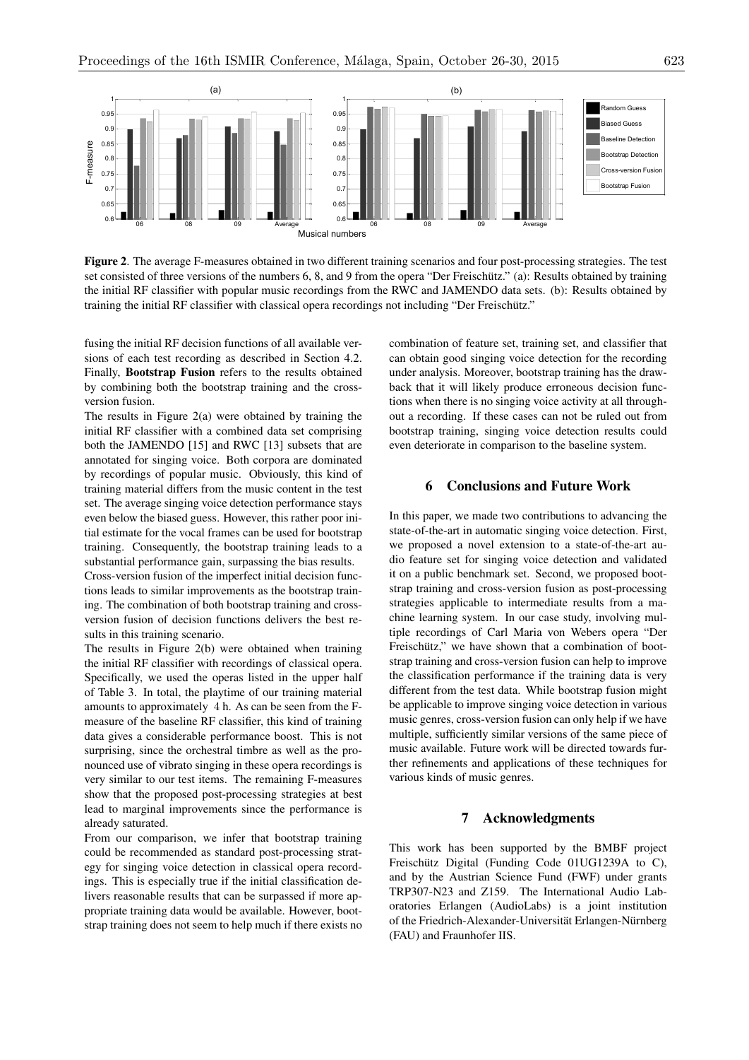**Figure 2**. The average F-measures obtained in two different training scenarios and four post-processing strategies. The test set consisted of three versions of the numbers 6, 8, and 9 from the opera "Der Freischütz." (a): Results obtained by training the initial RF classifier with popular music recordings from the RWC and JAMENDO data sets. (b): Results obtained by training the initial RF classifier with classical opera recordings not including "Der Freischütz."

fusing the initial RF decision functions of all available versions of each test recording as described in Section 4.2. Finally, **Bootstrap Fusion** refers to the results obtained by combining both the bootstrap training and the cross-version fusion.

The results in Figure 2(a) were obtained by training the initial RF classifier with a combined data set comprising both the JAMENDO [15] and RWC [13] subsets that are annotated for singing voice. Both corpora are dominated by recordings of popular music. Obviously, this kind of training material differs from the music content in the test set. The average singing voice detection performance stays even below the biased guess. However, this rather poor initial estimate for the vocal frames can be used for bootstrap training. Consequently, the bootstrap training leads to a substantial performance gain, surpassing the bias results.

Cross-version fusion of the imperfect initial decision functions leads to similar improvements as the bootstrap training. The combination of both bootstrap training and cross-version fusion of decision functions delivers the best results in this training scenario.

The results in Figure 2(b) were obtained when training the initial RF classifier with recordings of classical opera. Specifically, we used the operas listed in the upper half of Table 3. In total, the playtime of our training material amounts to approximately 4 h. As can be seen from the F-measure of the baseline RF classifier, this kind of training data gives a considerable performance boost. This is not surprising, since the orchestral timbre as well as the pronounced use of vibrato singing in these opera recordings is very similar to our test items. The remaining F-measures show that the proposed post-processing strategies at best lead to marginal improvements since the performance is already saturated.

From our comparison, we infer that bootstrap training could be recommended as standard post-processing strategy for singing voice detection in classical opera recordings. This is especially true if the initial classification delivers reasonable results that can be surpassed if more appropriate training data would be available. However, bootstrap training does not seem to help much if there exists no combination of feature set, training set, and classifier that can obtain good singing voice detection for the recording under analysis. Moreover, bootstrap training has the drawback that it will likely produce erroneous decision functions when there is no singing voice activity at all throughout a recording. If these cases can not be ruled out from bootstrap training, singing voice detection results could even deteriorate in comparison to the baseline system.

## 6 Conclusions and Future Work

In this paper, we made two contributions to advancing the state-of-the-art in automatic singing voice detection. First, we proposed a novel extension to a state-of-the-art audio feature set for singing voice detection and validated it on a public benchmark set. Second, we proposed bootstrap training and cross-version fusion as post-processing strategies applicable to intermediate results from a machine learning system. In our case study, involving multiple recordings of Carl Maria von Webers opera "Der Freischütz," we have shown that a combination of bootstrap training and cross-version fusion can help to improve the classification performance if the training data is very different from the test data. While bootstrap fusion might be applicable to improve singing voice detection in various music genres, cross-version fusion can only help if we have multiple, sufficiently similar versions of the same piece of music available. Future work will be directed towards further refinements and applications of these techniques for various kinds of music genres.

## 7 Acknowledgments

This work has been supported by the BMBF project Freischütz Digital (Funding Code 01UG1239A to C), and by the Austrian Science Fund (FWF) under grants TRP307-N23 and Z159. The International Audio Laboratories Erlangen (AudioLabs) is a joint institution of the Friedrich-Alexander-Universität Erlangen-Nürnberg (FAU) and Fraunhofer IIS.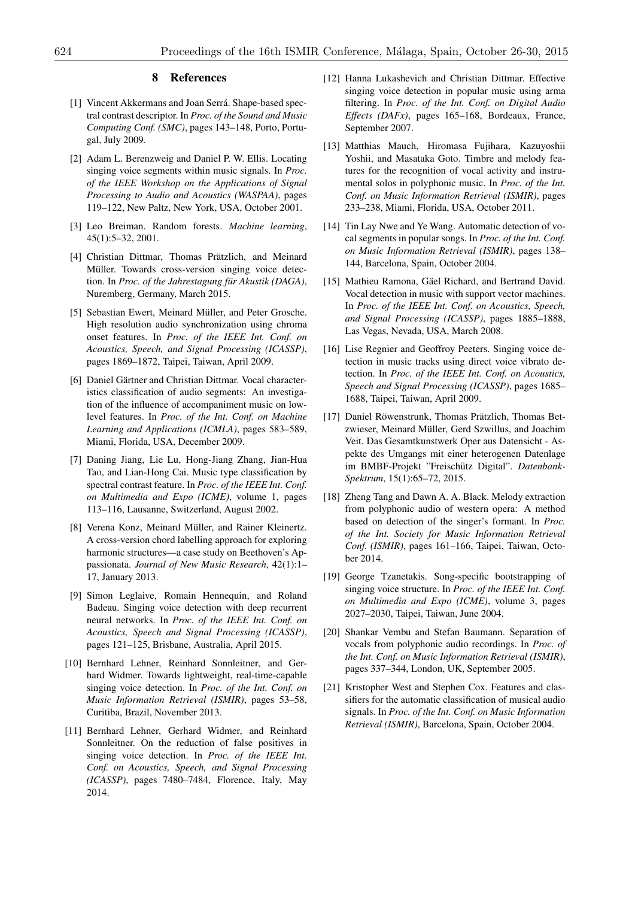## 8 References

[1] Vincent Akkermans and Joan Serrá. Shape-based spectral contrast descriptor. In *Proc. of the Sound and Music Computing Conf. (SMC)*, pages 143–148, Porto, Portugal, July 2009.

[2] Adam L. Berenzweig and Daniel P. W. Ellis. Locating singing voice segments within music signals. In *Proc. of the IEEE Workshop on the Applications of Signal Processing to Audio and Acoustics (WASPAA)*, pages 119–122, New Paltz, New York, USA, October 2001.

[3] Leo Breiman. Random forests. *Machine learning*, 45(1):5–32, 2001.

[4] Christian Dittmar, Thomas Prätzlich, and Meinard Müller. Towards cross-version singing voice detection. In *Proc. of the Jahrestagung für Akustik (DAGA)*, Nuremberg, Germany, March 2015.

[5] Sebastian Ewert, Meinard Müller, and Peter Grosche. High resolution audio synchronization using chroma onset features. In *Proc. of the IEEE Int. Conf. on Acoustics, Speech, and Signal Processing (ICASSP)*, pages 1869–1872, Taipei, Taiwan, April 2009.

[6] Daniel Gärtner and Christian Dittmar. Vocal characteristics classification of audio segments: An investigation of the influence of accompaniment music on low-level features. In *Proc. of the Int. Conf. on Machine Learning and Applications (ICMLA)*, pages 583–589, Miami, Florida, USA, December 2009.

[7] Daning Jiang, Lie Lu, Hong-Jiang Zhang, Jian-Hua Tao, and Lian-Hong Cai. Music type classification by spectral contrast feature. In *Proc. of the IEEE Int. Conf. on Multimedia and Expo (ICME)*, volume 1, pages 113–116, Lausanne, Switzerland, August 2002.

[8] Verena Konz, Meinard Müller, and Rainer Kleinertz. A cross-version chord labelling approach for exploring harmonic structures—a case study on Beethoven's Appassionata. *Journal of New Music Research*, 42(1):1–17, January 2013.

[9] Simon Leglaive, Romain Hennequin, and Roland Badeau. Singing voice detection with deep recurrent neural networks. In *Proc. of the IEEE Int. Conf. on Acoustics, Speech and Signal Processing (ICASSP)*, pages 121–125, Brisbane, Australia, April 2015.

[10] Bernhard Lehner, Reinhard Sonnleitner, and Gerhard Widmer. Towards lightweight, real-time-capable singing voice detection. In *Proc. of the Int. Conf. on Music Information Retrieval (ISMIR)*, pages 53–58, Curitiba, Brazil, November 2013.

[11] Bernhard Lehner, Gerhard Widmer, and Reinhard Sonnleitner. On the reduction of false positives in singing voice detection. In *Proc. of the IEEE Int. Conf. on Acoustics, Speech, and Signal Processing (ICASSP)*, pages 7480–7484, Florence, Italy, May 2014.

[12] Hanna Lukashevich and Christian Dittmar. Effective singing voice detection in popular music using arma filtering. In *Proc. of the Int. Conf. on Digital Audio Effects (DAFx)*, pages 165–168, Bordeaux, France, September 2007.

[13] Matthias Mauch, Hiromasa Fujihara, Kazuyoshii Yoshii, and Masataka Goto. Timbre and melody features for the recognition of vocal activity and instrumental solos in polyphonic music. In *Proc. of the Int. Conf. on Music Information Retrieval (ISMIR)*, pages 233–238, Miami, Florida, USA, October 2011.

[14] Tin Lay Nwe and Ye Wang. Automatic detection of vocal segments in popular songs. In *Proc. of the Int. Conf. on Music Information Retrieval (ISMIR)*, pages 138–144, Barcelona, Spain, October 2004.

[15] Mathieu Ramona, Gäel Richard, and Bertrand David. Vocal detection in music with support vector machines. In *Proc. of the IEEE Int. Conf. on Acoustics, Speech, and Signal Processing (ICASSP)*, pages 1885–1888, Las Vegas, Nevada, USA, March 2008.

[16] Lise Regnier and Geoffroy Peeters. Singing voice detection in music tracks using direct voice vibrato detection. In *Proc. of the IEEE Int. Conf. on Acoustics, Speech and Signal Processing (ICASSP)*, pages 1685–1688, Taipei, Taiwan, April 2009.

[17] Daniel Röwenstrunk, Thomas Prätzlich, Thomas Betzwieser, Meinard Müller, Gerd Szwillus, and Joachim Veit. Das Gesamtkunstwerk Oper aus Datensicht - Aspekte des Umgangs mit einer heterogenen Datenlage im BMBF-Projekt "Freischütz Digital". *Datenbank-Spektrum*, 15(1):65–72, 2015.

[18] Zheng Tang and Dawn A. A. Black. Melody extraction from polyphonic audio of western opera: A method based on detection of the singer's formant. In *Proc. of the Int. Society for Music Information Retrieval Conf. (ISMIR)*, pages 161–166, Taipei, Taiwan, October 2014.

[19] George Tzanetakis. Song-specific bootstrapping of singing voice structure. In *Proc. of the IEEE Int. Conf. on Multimedia and Expo (ICME)*, volume 3, pages 2027–2030, Taipei, Taiwan, June 2004.

[20] Shankar Vembu and Stefan Baumann. Separation of vocals from polyphonic audio recordings. In *Proc. of the Int. Conf. on Music Information Retrieval (ISMIR)*, pages 337–344, London, UK, September 2005.

[21] Kristopher West and Stephen Cox. Features and classifiers for the automatic classification of musical audio signals. In *Proc. of the Int. Conf. on Music Information Retrieval (ISMIR)*, Barcelona, Spain, October 2004.